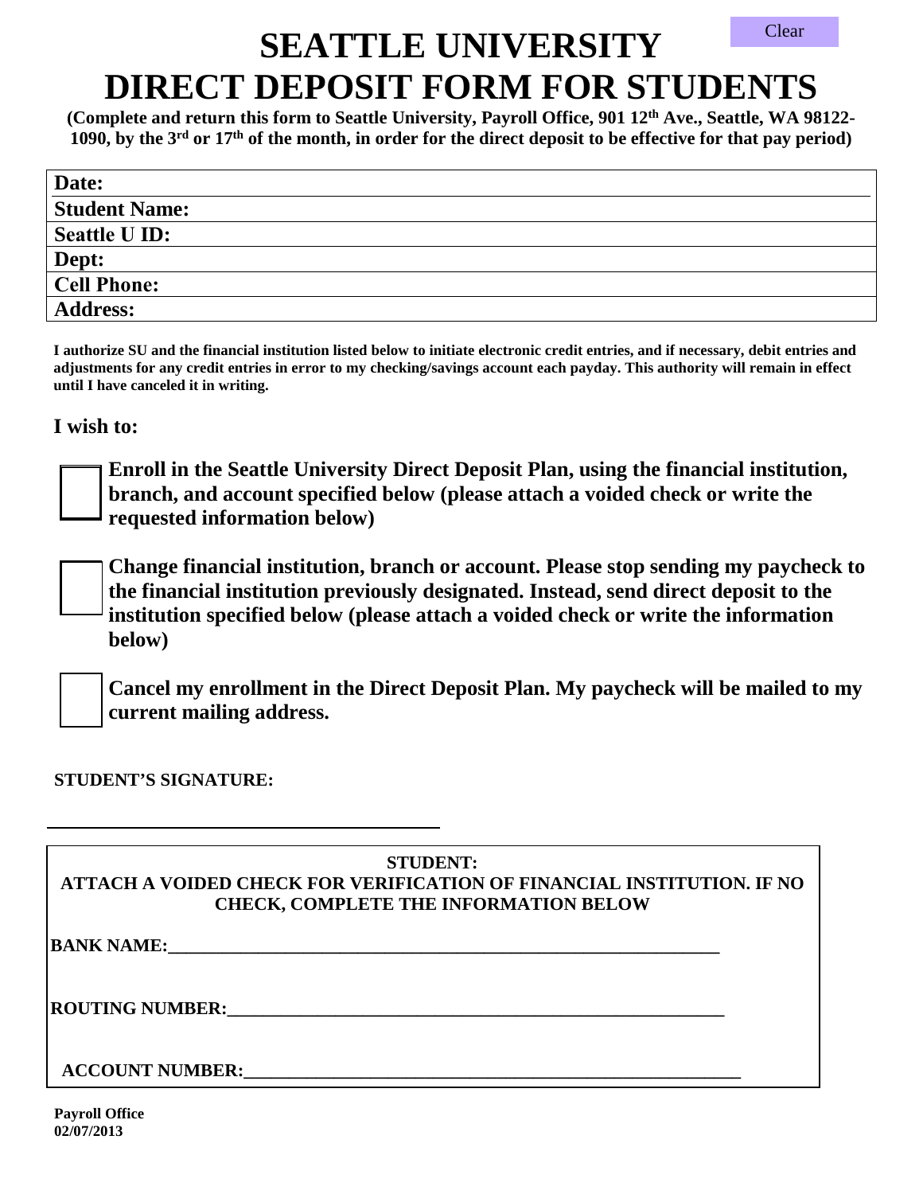Clear

# SEATTLE UNIVERSITY
# DIRECT DEPOSIT FORM FOR STUDENTS

**(Complete and return this form to Seattle University, Payroll Office, 901 12th Ave., Seattle, WA 98122-1090, by the 3rd or 17th of the month, in order for the direct deposit to be effective for that pay period)**

| |
|---|
| **Date:** |
| **Student Name:** |
| **Seattle U ID:** |
| **Dept:** |
| **Cell Phone:** |
| **Address:** |

**I authorize SU and the financial institution listed below to initiate electronic credit entries, and if necessary, debit entries and adjustments for any credit entries in error to my checking/savings account each payday. This authority will remain in effect until I have canceled it in writing.**

**I wish to:**

- ☐ **Enroll in the Seattle University Direct Deposit Plan, using the financial institution, branch, and account specified below (please attach a voided check or write the requested information below)**

- ☐ **Change financial institution, branch or account. Please stop sending my paycheck to the financial institution previously designated. Instead, send direct deposit to the institution specified below (please attach a voided check or write the information below)**

- ☐ **Cancel my enrollment in the Direct Deposit Plan. My paycheck will be mailed to my current mailing address.**

**STUDENT'S SIGNATURE:**

\_\_\_\_\_\_\_\_\_\_\_\_\_\_\_\_\_\_\_\_\_\_\_\_\_\_\_\_\_\_\_\_\_\_\_\_\_\_\_\_

**STUDENT:**
**ATTACH A VOIDED CHECK FOR VERIFICATION OF FINANCIAL INSTITUTION. IF NO CHECK, COMPLETE THE INFORMATION BELOW**

**BANK NAME:**\_\_\_\_\_\_\_\_\_\_\_\_\_\_\_\_\_\_\_\_\_\_\_\_\_\_\_\_\_\_\_\_\_\_\_\_\_\_\_\_\_\_\_\_\_\_\_\_\_\_\_\_\_\_\_\_\_\_\_\_

**ROUTING NUMBER:**\_\_\_\_\_\_\_\_\_\_\_\_\_\_\_\_\_\_\_\_\_\_\_\_\_\_\_\_\_\_\_\_\_\_\_\_\_\_\_\_\_\_\_\_\_\_\_\_\_\_\_\_\_\_\_\_\_

**ACCOUNT NUMBER:**\_\_\_\_\_\_\_\_\_\_\_\_\_\_\_\_\_\_\_\_\_\_\_\_\_\_\_\_\_\_\_\_\_\_\_\_\_\_\_\_\_\_\_\_\_\_\_\_\_\_\_\_\_\_\_\_\_

**Payroll Office**
**02/07/2013**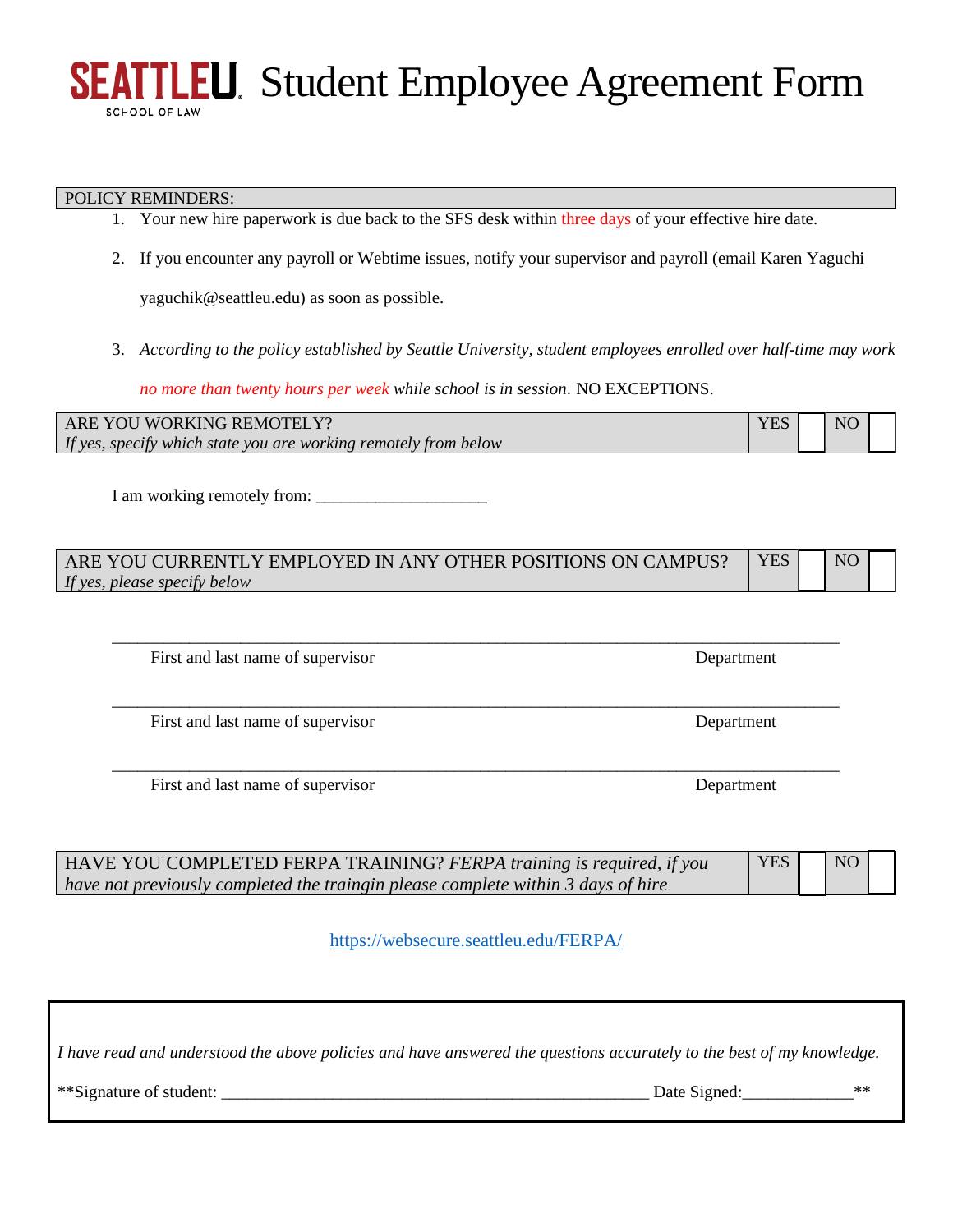# SEATTLEU SCHOOL OF LAW Student Employee Agreement Form

POLICY REMINDERS:

1. Your new hire paperwork is due back to the SFS desk within three days of your effective hire date.
2. If you encounter any payroll or Webtime issues, notify your supervisor and payroll (email Karen Yaguchi yaguchik@seattleu.edu) as soon as possible.
3. *According to the policy established by Seattle University, student employees enrolled over half-time may work no more than twenty hours per week while school is in session*. NO EXCEPTIONS.

| | | | | |
|---|---|---|---|---|
| ARE YOU WORKING REMOTELY? *If yes, specify which state you are working remotely from below* | YES | ☐ | NO | ☐ |

I am working remotely from: ____________________

| | | | | |
|---|---|---|---|---|
| ARE YOU CURRENTLY EMPLOYED IN ANY OTHER POSITIONS ON CAMPUS? *If yes, please specify below* | YES | ☐ | NO | ☐ |

_______________________________________________________________________________

First and last name of supervisor Department

_______________________________________________________________________________

First and last name of supervisor Department

_______________________________________________________________________________

First and last name of supervisor Department

| | | | | |
|---|---|---|---|---|
| HAVE YOU COMPLETED FERPA TRAINING? *FERPA training is required, if you have not previously completed the traingin please complete within 3 days of hire* | YES | ☐ | NO | ☐ |

https://websecure.seattleu.edu/FERPA/

*I have read and understood the above policies and have answered the questions accurately to the best of my knowledge.*

**Signature of student: ___________________________________________________ Date Signed:____________**